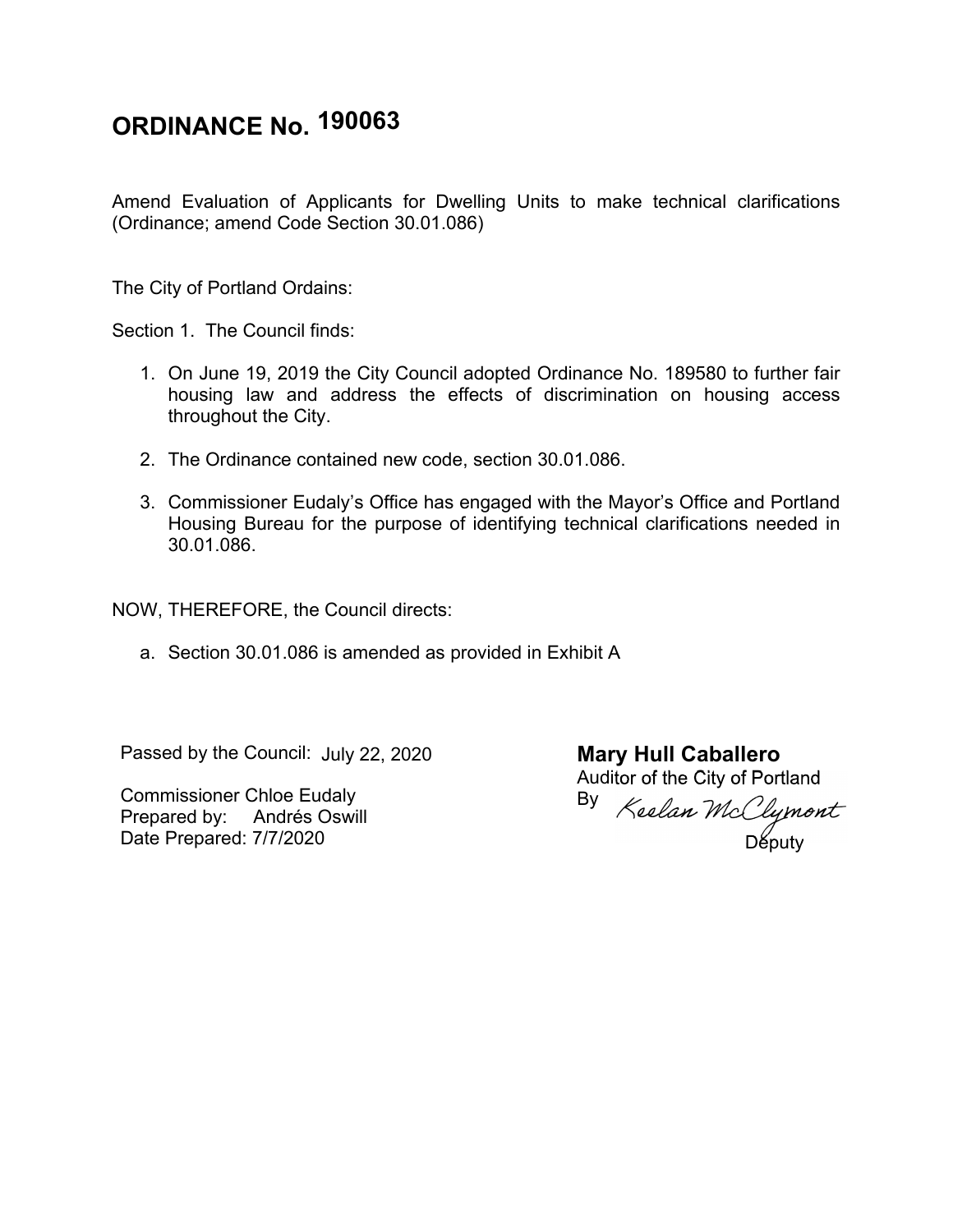# ORDINANCE No. 190063

Amend Evaluation of Applicants for Dwelling Units to make technical clarifications (Ordinance; amend Code Section 30.01.086)

The City of Portland Ordains:

Section 1. The Council finds:

1. On June 19, 2019 the City Council adopted Ordinance No. 189580 to further fair housing law and address the effects of discrimination on housing access throughout the City.

2. The Ordinance contained new code, section 30.01.086.

3. Commissioner Eudaly's Office has engaged with the Mayor's Office and Portland Housing Bureau for the purpose of identifying technical clarifications needed in 30.01.086.

NOW, THEREFORE, the Council directs:

a. Section 30.01.086 is amended as provided in Exhibit A

Passed by the Council: July 22, 2020

Commissioner Chloe Eudaly
Prepared by: Andrés Oswill
Date Prepared: 7/7/2020

**Mary Hull Caballero**
Auditor of the City of Portland
By Keelan McClymont
Deputy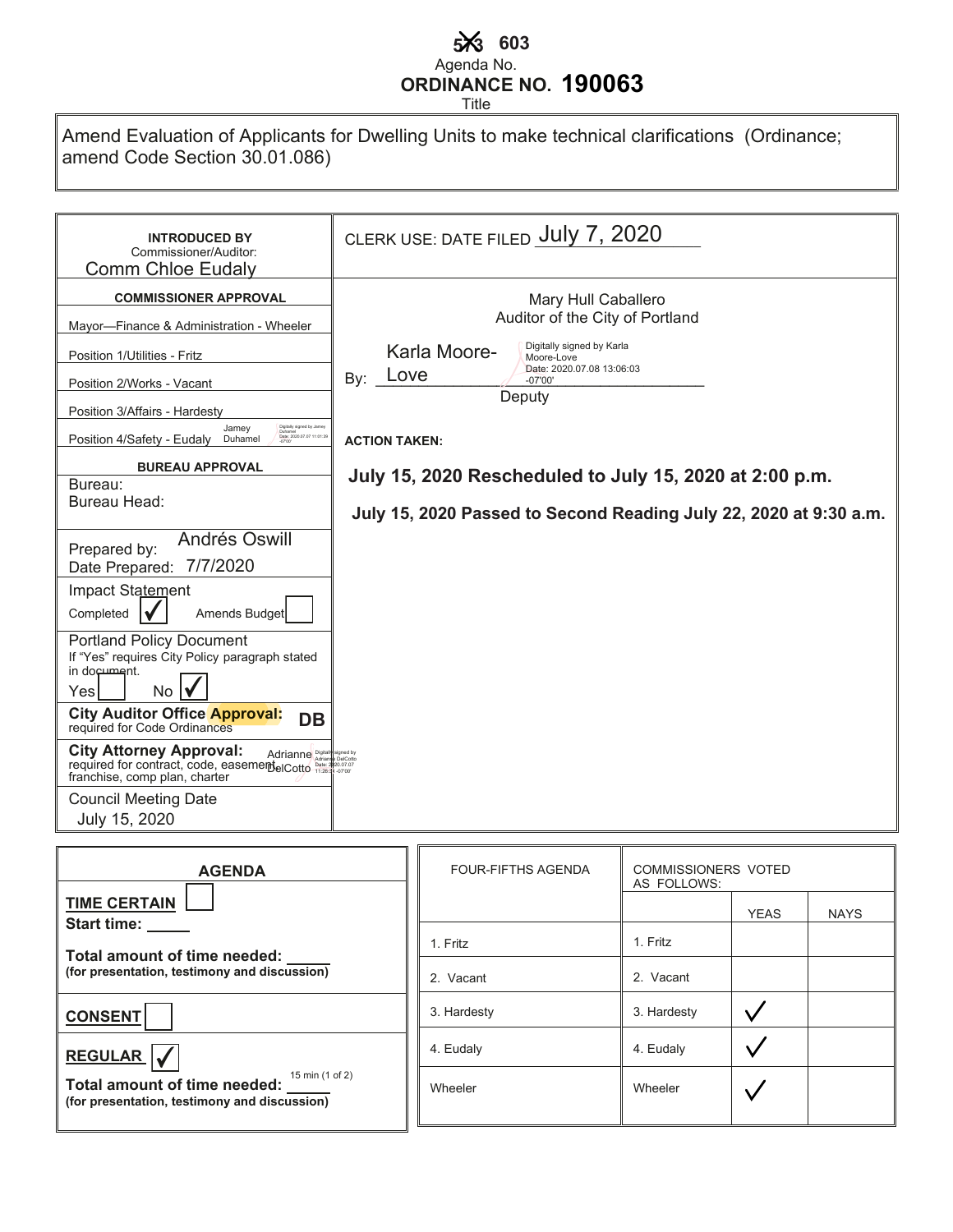~~573~~ 603

Agenda No.

# ORDINANCE NO. 190063

Title

Amend Evaluation of Applicants for Dwelling Units to make technical clarifications (Ordinance; amend Code Section 30.01.086)

| | |
|---|---|
| **INTRODUCED BY** Commissioner/Auditor: Comm Chloe Eudaly | CLERK USE: DATE FILED July 7, 2020 |
| **COMMISSIONER APPROVAL** | Mary Hull Caballero<br>Auditor of the City of Portland |
| Mayor—Finance & Administration - Wheeler | By: Karla Moore-Love (Digitally signed by Karla Moore-Love Date: 2020.07.08 13:06:03 -07'00')<br>Deputy |
| Position 1/Utilities - Fritz | |
| Position 2/Works - Vacant | |
| Position 3/Affairs - Hardesty | |
| Position 4/Safety - Eudaly Jamey Duhamel (Digitally signed by Jamey Duhamel Date: 2020.07.07 11:01:39 -07'00') | **ACTION TAKEN:** |
| **BUREAU APPROVAL**<br>Bureau:<br>Bureau Head: | **July 15, 2020 Rescheduled to July 15, 2020 at 2:00 p.m.**<br>**July 15, 2020 Passed to Second Reading July 22, 2020 at 9:30 a.m.** |
| Prepared by: Andrés Oswill<br>Date Prepared: 7/7/2020 | |
| Impact Statement<br>Completed ☑ Amends Budget ☐ | |
| Portland Policy Document<br>If "Yes" requires City Policy paragraph stated in document.<br>Yes ☐ No ☑ | |
| **City Auditor Office Approval:** DB<br>required for Code Ordinances | |
| **City Attorney Approval:** Adrianne DelCotto (Digitally signed by Adrianne DelCotto Date: 2020.07.07 11:28:34 -07'00')<br>required for contract, code, easement, franchise, comp plan, charter | |
| Council Meeting Date<br>July 15, 2020 | |

| **AGENDA** |
|---|
| **TIME CERTAIN** ☐<br>**Start time:** _____<br>**Total amount of time needed:** _____<br>**(for presentation, testimony and discussion)** |
| **CONSENT** ☐ |
| **REGULAR** ☑<br>**Total amount of time needed:** 15 min (1 of 2)<br>**(for presentation, testimony and discussion)** |

| FOUR-FIFTHS AGENDA | COMMISSIONERS VOTED AS FOLLOWS: | | |
|---|---|---|---|
| | | YEAS | NAYS |
| 1. Fritz | 1. Fritz | | |
| 2. Vacant | 2. Vacant | | |
| 3. Hardesty | 3. Hardesty | ✓ | |
| 4. Eudaly | 4. Eudaly | ✓ | |
| Wheeler | Wheeler | ✓ | |